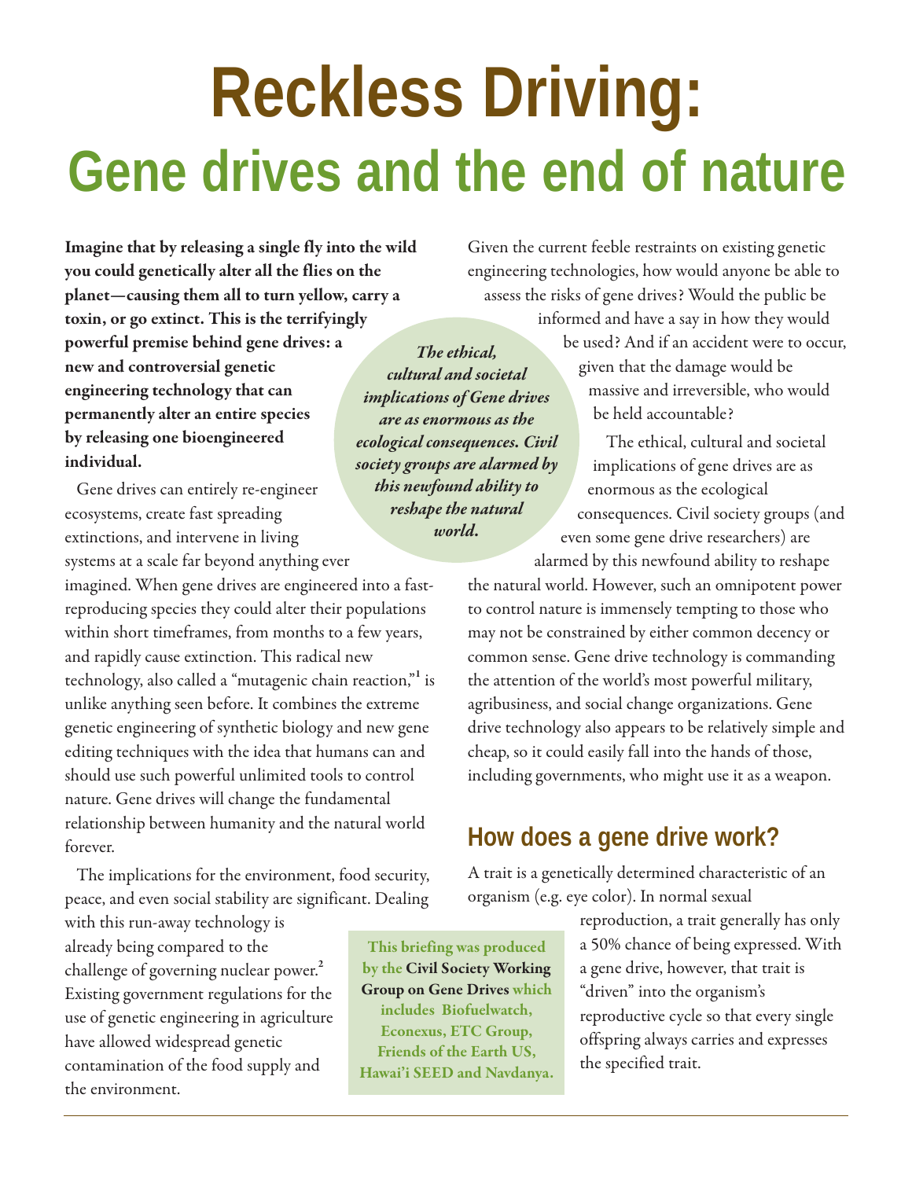# Reckless Driving:

## Gene drives and the end of nature

**Imagine that by releasing a single fly into the wild you could genetically alter all the flies on the planet—causing them all to turn yellow, carry a toxin, or go extinct. This is the terrifyingly powerful premise behind gene drives: a new and controversial genetic engineering technology that can permanently alter an entire species by releasing one bioengineered individual.**

Gene drives can entirely re-engineer ecosystems, create fast spreading extinctions, and intervene in living systems at a scale far beyond anything ever imagined. When gene drives are engineered into a fast-reproducing species they could alter their populations within short timeframes, from months to a few years, and rapidly cause extinction. This radical new technology, also called a "mutagenic chain reaction,"[1] is unlike anything seen before. It combines the extreme genetic engineering of synthetic biology and new gene editing techniques with the idea that humans can and should use such powerful unlimited tools to control nature. Gene drives will change the fundamental relationship between humanity and the natural world forever.

The implications for the environment, food security, peace, and even social stability are significant. Dealing with this run-away technology is already being compared to the challenge of governing nuclear power.[2] Existing government regulations for the use of genetic engineering in agriculture have allowed widespread genetic contamination of the food supply and the environment.

**This briefing was produced by the Civil Society Working Group on Gene Drives which includes Biofuelwatch, Econexus, ETC Group, Friends of the Earth US, Hawai'i SEED and Navdanya.**

*The ethical, cultural and societal implications of Gene drives are as enormous as the ecological consequences. Civil society groups are alarmed by this newfound ability to reshape the natural world.*

Given the current feeble restraints on existing genetic engineering technologies, how would anyone be able to assess the risks of gene drives? Would the public be informed and have a say in how they would be used? And if an accident were to occur, given that the damage would be massive and irreversible, who would be held accountable?

The ethical, cultural and societal implications of gene drives are as enormous as the ecological consequences. Civil society groups (and even some gene drive researchers) are alarmed by this newfound ability to reshape the natural world. However, such an omnipotent power to control nature is immensely tempting to those who may not be constrained by either common decency or common sense. Gene drive technology is commanding the attention of the world's most powerful military, agribusiness, and social change organizations. Gene drive technology also appears to be relatively simple and cheap, so it could easily fall into the hands of those, including governments, who might use it as a weapon.

### How does a gene drive work?

A trait is a genetically determined characteristic of an organism (e.g. eye color). In normal sexual reproduction, a trait generally has only a 50% chance of being expressed. With a gene drive, however, that trait is "driven" into the organism's reproductive cycle so that every single offspring always carries and expresses the specified trait.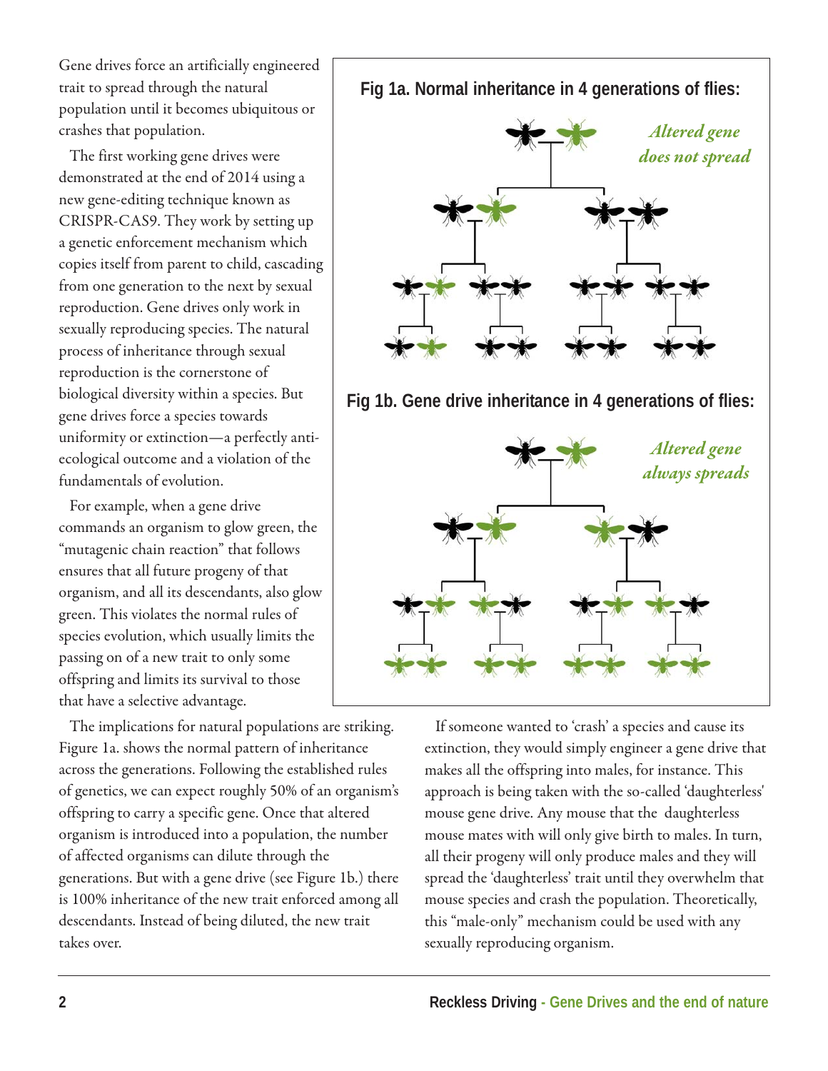Gene drives force an artificially engineered trait to spread through the natural population until it becomes ubiquitous or crashes that population.

The first working gene drives were demonstrated at the end of 2014 using a new gene-editing technique known as CRISPR-CAS9. They work by setting up a genetic enforcement mechanism which copies itself from parent to child, cascading from one generation to the next by sexual reproduction. Gene drives only work in sexually reproducing species. The natural process of inheritance through sexual reproduction is the cornerstone of biological diversity within a species. But gene drives force a species towards uniformity or extinction—a perfectly anti-ecological outcome and a violation of the fundamentals of evolution.

For example, when a gene drive commands an organism to glow green, the "mutagenic chain reaction" that follows ensures that all future progeny of that organism, and all its descendants, also glow green. This violates the normal rules of species evolution, which usually limits the passing on of a new trait to only some offspring and limits its survival to those that have a selective advantage.

**Fig 1a. Normal inheritance in 4 generations of flies:**

*Altered gene does not spread*

**Fig 1b. Gene drive inheritance in 4 generations of flies:**

*Altered gene always spreads*

The implications for natural populations are striking. Figure 1a. shows the normal pattern of inheritance across the generations. Following the established rules of genetics, we can expect roughly 50% of an organism's offspring to carry a specific gene. Once that altered organism is introduced into a population, the number of affected organisms can dilute through the generations. But with a gene drive (see Figure 1b.) there is 100% inheritance of the new trait enforced among all descendants. Instead of being diluted, the new trait takes over.

If someone wanted to 'crash' a species and cause its extinction, they would simply engineer a gene drive that makes all the offspring into males, for instance. This approach is being taken with the so-called 'daughterless' mouse gene drive. Any mouse that the daughterless mouse mates with will only give birth to males. In turn, all their progeny will only produce males and they will spread the 'daughterless' trait until they overwhelm that mouse species and crash the population. Theoretically, this "male-only" mechanism could be used with any sexually reproducing organism.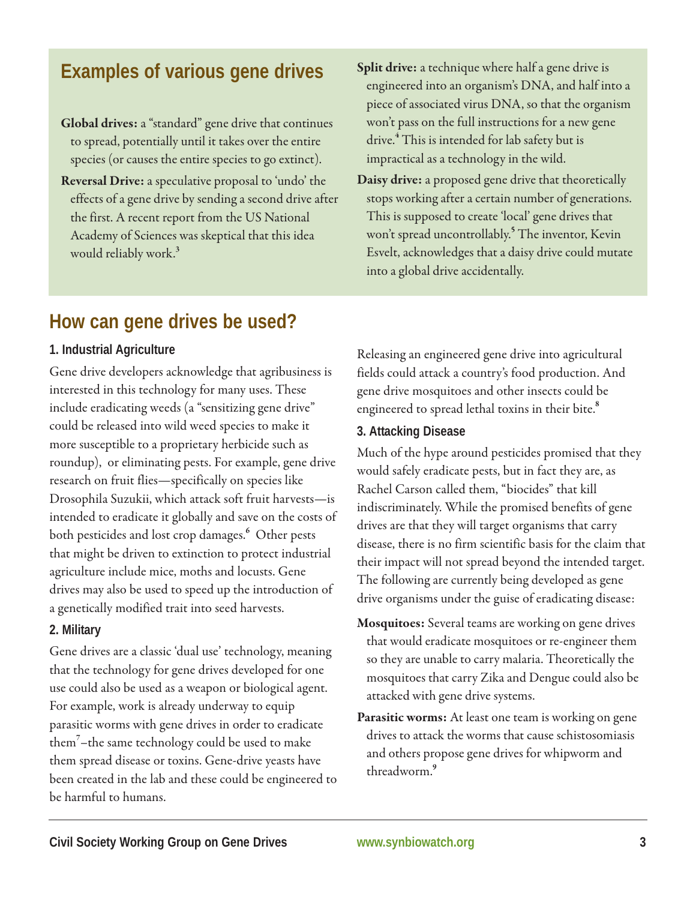## Examples of various gene drives

**Global drives:** a "standard" gene drive that continues to spread, potentially until it takes over the entire species (or causes the entire species to go extinct).

**Reversal Drive:** a speculative proposal to 'undo' the effects of a gene drive by sending a second drive after the first. A recent report from the US National Academy of Sciences was skeptical that this idea would reliably work.[3]

**Split drive:** a technique where half a gene drive is engineered into an organism's DNA, and half into a piece of associated virus DNA, so that the organism won't pass on the full instructions for a new gene drive.[4] This is intended for lab safety but is impractical as a technology in the wild.

**Daisy drive:** a proposed gene drive that theoretically stops working after a certain number of generations. This is supposed to create 'local' gene drives that won't spread uncontrollably.[5] The inventor, Kevin Esvelt, acknowledges that a daisy drive could mutate into a global drive accidentally.

## How can gene drives be used?

### 1. Industrial Agriculture

Gene drive developers acknowledge that agribusiness is interested in this technology for many uses. These include eradicating weeds (a "sensitizing gene drive" could be released into wild weed species to make it more susceptible to a proprietary herbicide such as roundup), or eliminating pests. For example, gene drive research on fruit flies—specifically on species like Drosophila Suzukii, which attack soft fruit harvests—is intended to eradicate it globally and save on the costs of both pesticides and lost crop damages.[6] Other pests that might be driven to extinction to protect industrial agriculture include mice, moths and locusts. Gene drives may also be used to speed up the introduction of a genetically modified trait into seed harvests.

### 2. Military

Gene drives are a classic 'dual use' technology, meaning that the technology for gene drives developed for one use could also be used as a weapon or biological agent. For example, work is already underway to equip parasitic worms with gene drives in order to eradicate them[7]–the same technology could be used to make them spread disease or toxins. Gene-drive yeasts have been created in the lab and these could be engineered to be harmful to humans.

Releasing an engineered gene drive into agricultural fields could attack a country's food production. And gene drive mosquitoes and other insects could be engineered to spread lethal toxins in their bite.[8]

### 3. Attacking Disease

Much of the hype around pesticides promised that they would safely eradicate pests, but in fact they are, as Rachel Carson called them, "biocides" that kill indiscriminately. While the promised benefits of gene drives are that they will target organisms that carry disease, there is no firm scientific basis for the claim that their impact will not spread beyond the intended target. The following are currently being developed as gene drive organisms under the guise of eradicating disease:

**Mosquitoes:** Several teams are working on gene drives that would eradicate mosquitoes or re-engineer them so they are unable to carry malaria. Theoretically the mosquitoes that carry Zika and Dengue could also be attacked with gene drive systems.

**Parasitic worms:** At least one team is working on gene drives to attack the worms that cause schistosomiasis and others propose gene drives for whipworm and threadworm.[9]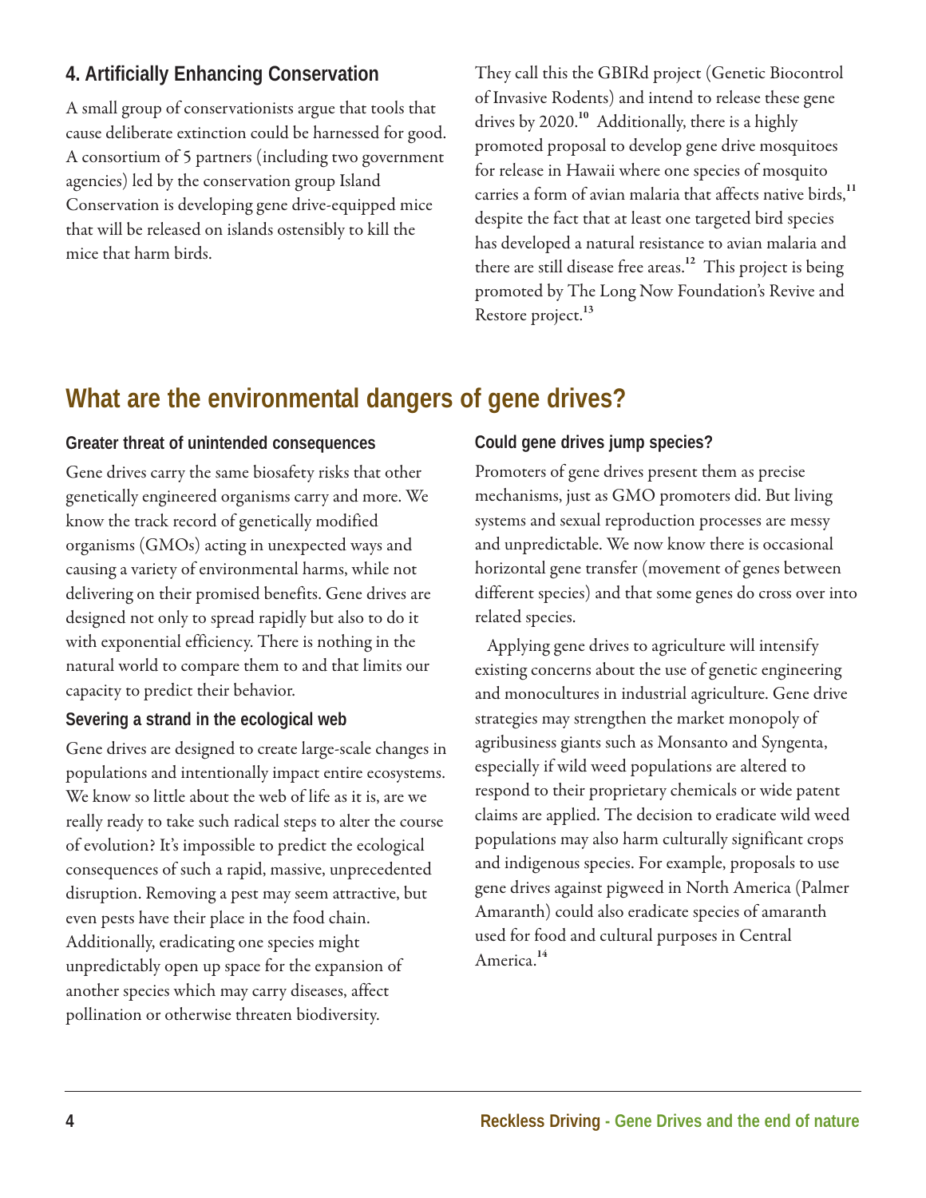### 4. Artificially Enhancing Conservation

A small group of conservationists argue that tools that cause deliberate extinction could be harnessed for good. A consortium of 5 partners (including two government agencies) led by the conservation group Island Conservation is developing gene drive-equipped mice that will be released on islands ostensibly to kill the mice that harm birds. They call this the GBIRd project (Genetic Biocontrol of Invasive Rodents) and intend to release these gene drives by 2020.[10] Additionally, there is a highly promoted proposal to develop gene drive mosquitoes for release in Hawaii where one species of mosquito carries a form of avian malaria that affects native birds,[11] despite the fact that at least one targeted bird species has developed a natural resistance to avian malaria and there are still disease free areas.[12] This project is being promoted by The Long Now Foundation's Revive and Restore project.[13]

## What are the environmental dangers of gene drives?

### Greater threat of unintended consequences

Gene drives carry the same biosafety risks that other genetically engineered organisms carry and more. We know the track record of genetically modified organisms (GMOs) acting in unexpected ways and causing a variety of environmental harms, while not delivering on their promised benefits. Gene drives are designed not only to spread rapidly but also to do it with exponential efficiency. There is nothing in the natural world to compare them to and that limits our capacity to predict their behavior.

### Severing a strand in the ecological web

Gene drives are designed to create large-scale changes in populations and intentionally impact entire ecosystems. We know so little about the web of life as it is, are we really ready to take such radical steps to alter the course of evolution? It's impossible to predict the ecological consequences of such a rapid, massive, unprecedented disruption. Removing a pest may seem attractive, but even pests have their place in the food chain. Additionally, eradicating one species might unpredictably open up space for the expansion of another species which may carry diseases, affect pollination or otherwise threaten biodiversity.

### Could gene drives jump species?

Promoters of gene drives present them as precise mechanisms, just as GMO promoters did. But living systems and sexual reproduction processes are messy and unpredictable. We now know there is occasional horizontal gene transfer (movement of genes between different species) and that some genes do cross over into related species.

Applying gene drives to agriculture will intensify existing concerns about the use of genetic engineering and monocultures in industrial agriculture. Gene drive strategies may strengthen the market monopoly of agribusiness giants such as Monsanto and Syngenta, especially if wild weed populations are altered to respond to their proprietary chemicals or wide patent claims are applied. The decision to eradicate wild weed populations may also harm culturally significant crops and indigenous species. For example, proposals to use gene drives against pigweed in North America (Palmer Amaranth) could also eradicate species of amaranth used for food and cultural purposes in Central America.[14]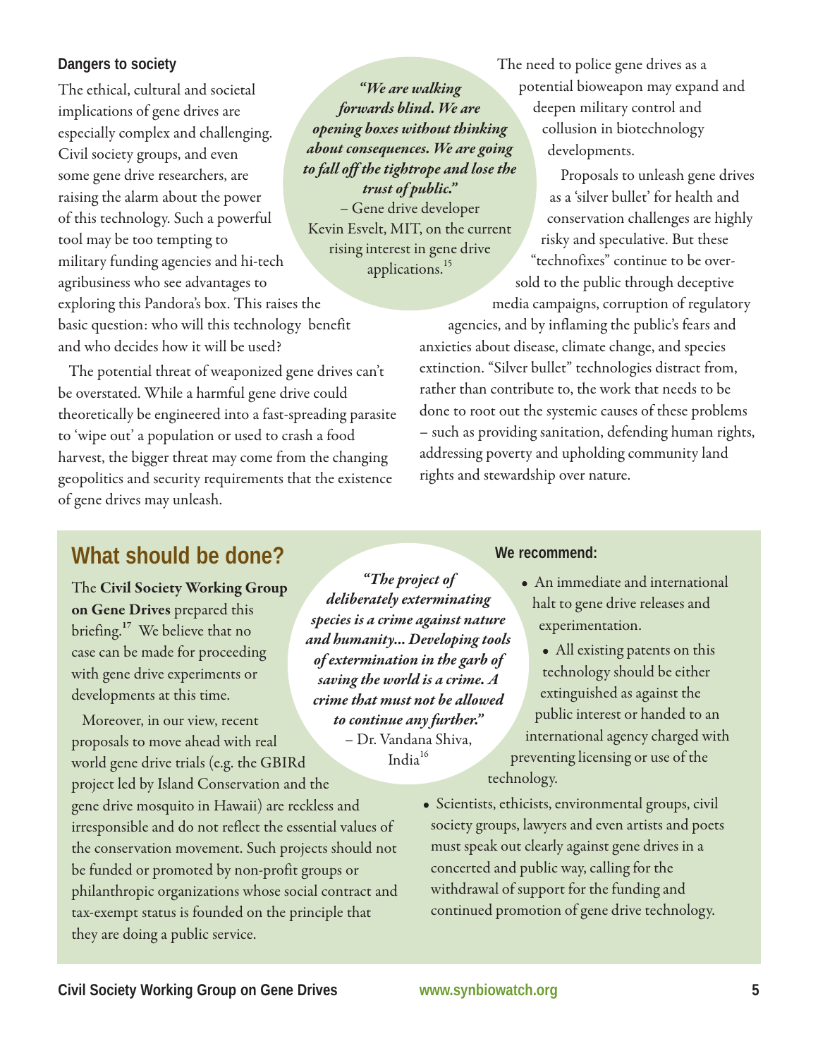### Dangers to society

The ethical, cultural and societal implications of gene drives are especially complex and challenging. Civil society groups, and even some gene drive researchers, are raising the alarm about the power of this technology. Such a powerful tool may be too tempting to military funding agencies and hi-tech agribusiness who see advantages to exploring this Pandora's box. This raises the basic question: who will this technology benefit and who decides how it will be used?

> ***"We are walking forwards blind. We are opening boxes without thinking about consequences. We are going to fall off the tightrope and lose the trust of public."***
> – Gene drive developer Kevin Esvelt, MIT, on the current rising interest in gene drive applications.[15]

The potential threat of weaponized gene drives can't be overstated. While a harmful gene drive could theoretically be engineered into a fast-spreading parasite to 'wipe out' a population or used to crash a food harvest, the bigger threat may come from the changing geopolitics and security requirements that the existence of gene drives may unleash.

The need to police gene drives as a potential bioweapon may expand and deepen military control and collusion in biotechnology developments.

Proposals to unleash gene drives as a 'silver bullet' for health and conservation challenges are highly risky and speculative. But these "technofixes" continue to be oversold to the public through deceptive media campaigns, corruption of regulatory agencies, and by inflaming the public's fears and anxieties about disease, climate change, and species extinction. "Silver bullet" technologies distract from, rather than contribute to, the work that needs to be done to root out the systemic causes of these problems – such as providing sanitation, defending human rights, addressing poverty and upholding community land rights and stewardship over nature.

## What should be done?

The **Civil Society Working Group on Gene Drives** prepared this briefing.[17] We believe that no case can be made for proceeding with gene drive experiments or developments at this time.

Moreover, in our view, recent proposals to move ahead with real world gene drive trials (e.g. the GBIRd project led by Island Conservation and the gene drive mosquito in Hawaii) are reckless and irresponsible and do not reflect the essential values of the conservation movement. Such projects should not be funded or promoted by non-profit groups or philanthropic organizations whose social contract and tax-exempt status is founded on the principle that they are doing a public service.

> ***"The project of deliberately exterminating species is a crime against nature and humanity... Developing tools of extermination in the garb of saving the world is a crime. A crime that must not be allowed to continue any further."***
> – Dr. Vandana Shiva, India[16]

### We recommend:

- An immediate and international halt to gene drive releases and experimentation.
- All existing patents on this technology should be either extinguished as against the public interest or handed to an international agency charged with preventing licensing or use of the technology.
- Scientists, ethicists, environmental groups, civil society groups, lawyers and even artists and poets must speak out clearly against gene drives in a concerted and public way, calling for the withdrawal of support for the funding and continued promotion of gene drive technology.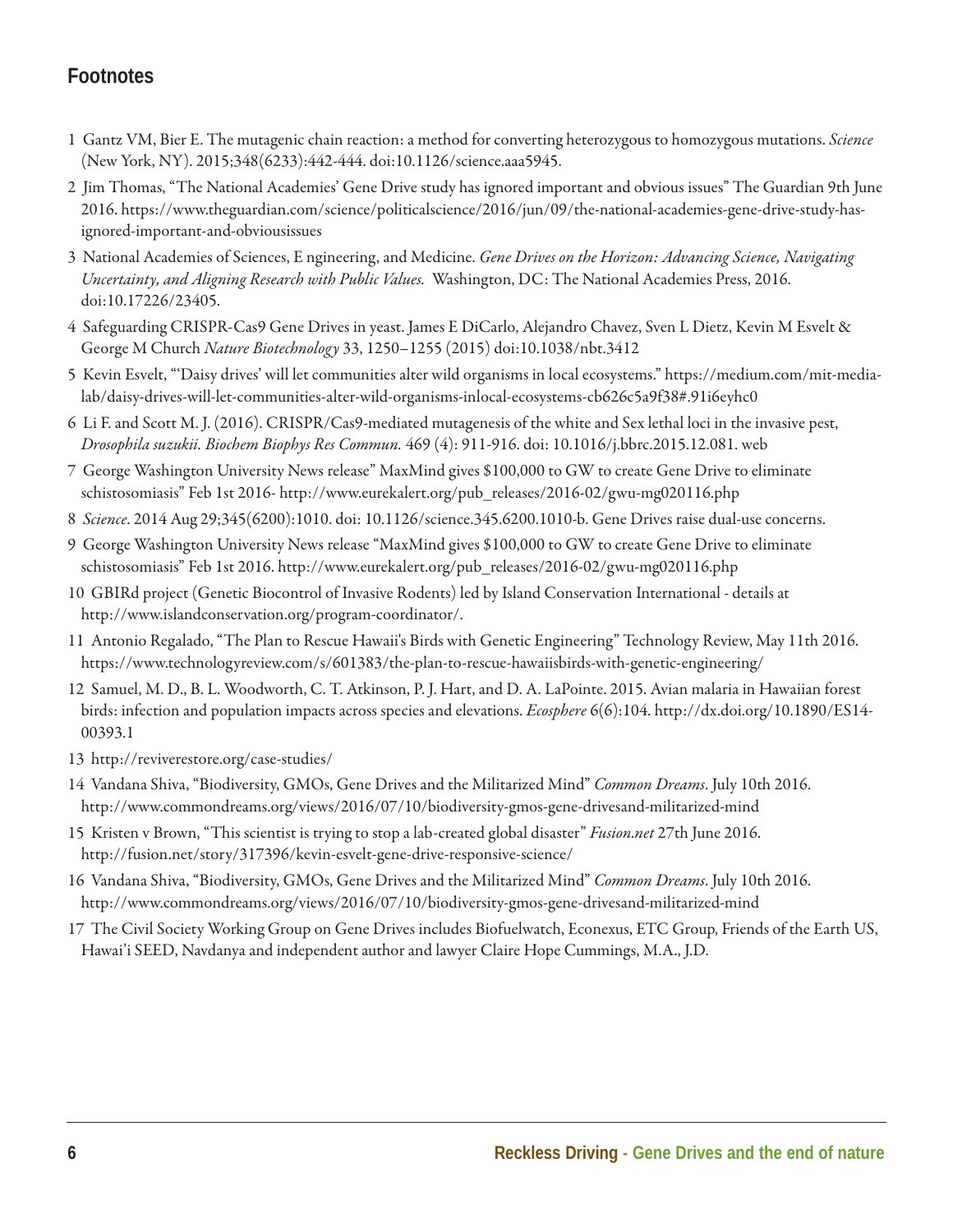## Footnotes

1 Gantz VM, Bier E. The mutagenic chain reaction: a method for converting heterozygous to homozygous mutations. *Science* (New York, NY). 2015;348(6233):442-444. doi:10.1126/science.aaa5945.

2 Jim Thomas, "The National Academies' Gene Drive study has ignored important and obvious issues" The Guardian 9th June 2016. https://www.theguardian.com/science/politicalscience/2016/jun/09/the-national-academies-gene-drive-study-has-ignored-important-and-obviousissues

3 National Academies of Sciences, E ngineering, and Medicine. *Gene Drives on the Horizon: Advancing Science, Navigating Uncertainty, and Aligning Research with Public Values.* Washington, DC: The National Academies Press, 2016. doi:10.17226/23405.

4 Safeguarding CRISPR-Cas9 Gene Drives in yeast. James E DiCarlo, Alejandro Chavez, Sven L Dietz, Kevin M Esvelt & George M Church *Nature Biotechnology* 33, 1250–1255 (2015) doi:10.1038/nbt.3412

5 Kevin Esvelt, "'Daisy drives' will let communities alter wild organisms in local ecosystems." https://medium.com/mit-media-lab/daisy-drives-will-let-communities-alter-wild-organisms-inlocal-ecosystems-cb626c5a9f38#.91i6eyhc0

6 Li F. and Scott M. J. (2016). CRISPR/Cas9-mediated mutagenesis of the white and Sex lethal loci in the invasive pest, *Drosophila suzukii*. *Biochem Biophys Res Commun.* 469 (4): 911-916. doi: 10.1016/j.bbrc.2015.12.081. web

7 George Washington University News release" MaxMind gives $100,000 to GW to create Gene Drive to eliminate schistosomiasis" Feb 1st 2016- http://www.eurekalert.org/pub_releases/2016-02/gwu-mg020116.php

8 *Science*. 2014 Aug 29;345(6200):1010. doi: 10.1126/science.345.6200.1010-b. Gene Drives raise dual-use concerns.

9 George Washington University News release "MaxMind gives $100,000 to GW to create Gene Drive to eliminate schistosomiasis" Feb 1st 2016. http://www.eurekalert.org/pub_releases/2016-02/gwu-mg020116.php

10 GBIRd project (Genetic Biocontrol of Invasive Rodents) led by Island Conservation International - details at http://www.islandconservation.org/program-coordinator/.

11 Antonio Regalado, "The Plan to Rescue Hawaii's Birds with Genetic Engineering" Technology Review, May 11th 2016. https://www.technologyreview.com/s/601383/the-plan-to-rescue-hawaiisbirds-with-genetic-engineering/

12 Samuel, M. D., B. L. Woodworth, C. T. Atkinson, P. J. Hart, and D. A. LaPointe. 2015. Avian malaria in Hawaiian forest birds: infection and population impacts across species and elevations. *Ecosphere* 6(6):104. http://dx.doi.org/10.1890/ES14-00393.1

13 http://reviverestore.org/case-studies/

14 Vandana Shiva, "Biodiversity, GMOs, Gene Drives and the Militarized Mind" *Common Dreams*. July 10th 2016. http://www.commondreams.org/views/2016/07/10/biodiversity-gmos-gene-drivesand-militarized-mind

15 Kristen v Brown, "This scientist is trying to stop a lab-created global disaster" *Fusion.net* 27th June 2016. http://fusion.net/story/317396/kevin-esvelt-gene-drive-responsive-science/

16 Vandana Shiva, "Biodiversity, GMOs, Gene Drives and the Militarized Mind" *Common Dreams*. July 10th 2016. http://www.commondreams.org/views/2016/07/10/biodiversity-gmos-gene-drivesand-militarized-mind

17 The Civil Society Working Group on Gene Drives includes Biofuelwatch, Econexus, ETC Group, Friends of the Earth US, Hawai'i SEED, Navdanya and independent author and lawyer Claire Hope Cummings, M.A., J.D.